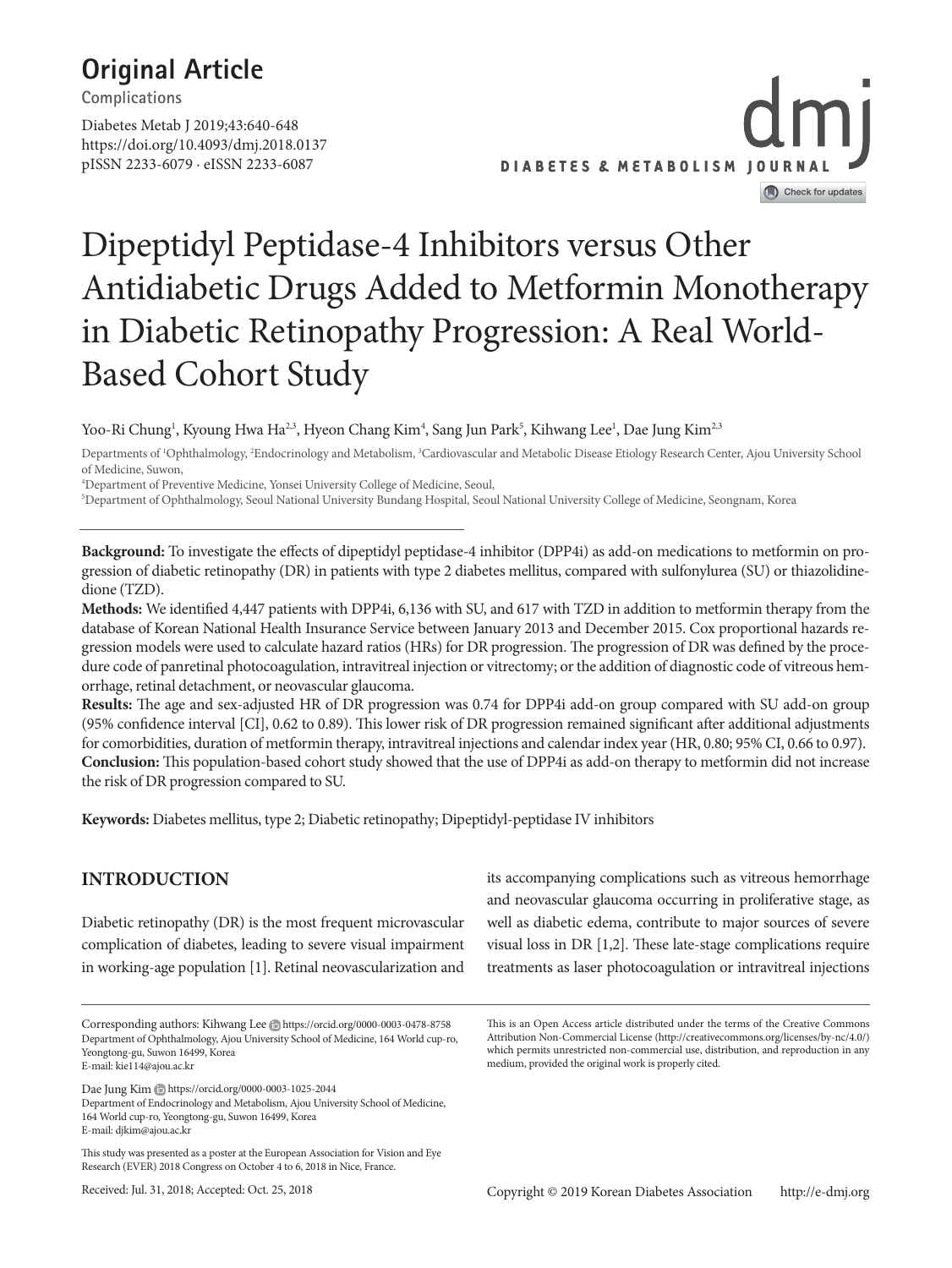**Original Article**

Complications

Diabetes Metab J 2019;43:640-648
https://doi.org/10.4093/dmj.2018.0137
pISSN 2233-6079 · eISSN 2233-6087

# Dipeptidyl Peptidase-4 Inhibitors versus Other Antidiabetic Drugs Added to Metformin Monotherapy in Diabetic Retinopathy Progression: A Real World-Based Cohort Study

Yoo-Ri Chung[1], Kyoung Hwa Ha[2,3], Hyeon Chang Kim[4], Sang Jun Park[5], Kihwang Lee[1], Dae Jung Kim[2,3]

Departments of [1]Ophthalmology, [2]Endocrinology and Metabolism, [3]Cardiovascular and Metabolic Disease Etiology Research Center, Ajou University School of Medicine, Suwon,
[4]Department of Preventive Medicine, Yonsei University College of Medicine, Seoul,
[5]Department of Ophthalmology, Seoul National University Bundang Hospital, Seoul National University College of Medicine, Seongnam, Korea

**Background:** To investigate the effects of dipeptidyl peptidase-4 inhibitor (DPP4i) as add-on medications to metformin on progression of diabetic retinopathy (DR) in patients with type 2 diabetes mellitus, compared with sulfonylurea (SU) or thiazolidinedione (TZD).
**Methods:** We identified 4,447 patients with DPP4i, 6,136 with SU, and 617 with TZD in addition to metformin therapy from the database of Korean National Health Insurance Service between January 2013 and December 2015. Cox proportional hazards regression models were used to calculate hazard ratios (HRs) for DR progression. The progression of DR was defined by the procedure code of panretinal photocoagulation, intravitreal injection or vitrectomy; or the addition of diagnostic code of vitreous hemorrhage, retinal detachment, or neovascular glaucoma.
**Results:** The age and sex-adjusted HR of DR progression was 0.74 for DPP4i add-on group compared with SU add-on group (95% confidence interval [CI], 0.62 to 0.89). This lower risk of DR progression remained significant after additional adjustments for comorbidities, duration of metformin therapy, intravitreal injections and calendar index year (HR, 0.80; 95% CI, 0.66 to 0.97).
**Conclusion:** This population-based cohort study showed that the use of DPP4i as add-on therapy to metformin did not increase the risk of DR progression compared to SU.

**Keywords:** Diabetes mellitus, type 2; Diabetic retinopathy; Dipeptidyl-peptidase IV inhibitors

## INTRODUCTION

Diabetic retinopathy (DR) is the most frequent microvascular complication of diabetes, leading to severe visual impairment in working-age population [1]. Retinal neovascularization and its accompanying complications such as vitreous hemorrhage and neovascular glaucoma occurring in proliferative stage, as well as diabetic edema, contribute to major sources of severe visual loss in DR [1,2]. These late-stage complications require treatments as laser photocoagulation or intravitreal injections

---

Corresponding authors: Kihwang Lee https://orcid.org/0000-0003-0478-8758
Department of Ophthalmology, Ajou University School of Medicine, 164 World cup-ro, Yeongtong-gu, Suwon 16499, Korea
E-mail: kie114@ajou.ac.kr

Dae Jung Kim https://orcid.org/0000-0003-1025-2044
Department of Endocrinology and Metabolism, Ajou University School of Medicine, 164 World cup-ro, Yeongtong-gu, Suwon 16499, Korea
E-mail: djkim@ajou.ac.kr

This study was presented as a poster at the European Association for Vision and Eye Research (EVER) 2018 Congress on October 4 to 6, 2018 in Nice, France.

Received: Jul. 31, 2018; Accepted: Oct. 25, 2018

This is an Open Access article distributed under the terms of the Creative Commons Attribution Non-Commercial License (http://creativecommons.org/licenses/by-nc/4.0/) which permits unrestricted non-commercial use, distribution, and reproduction in any medium, provided the original work is properly cited.

Copyright © 2019 Korean Diabetes Association http://e-dmj.org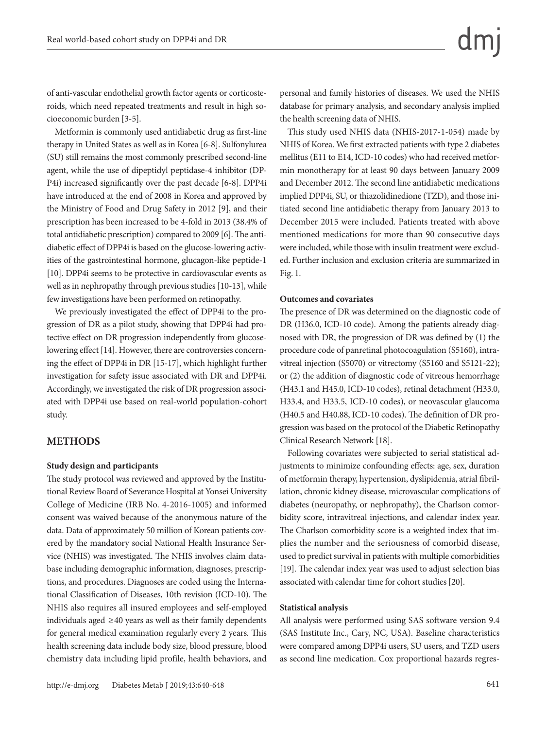of anti-vascular endothelial growth factor agents or corticosteroids, which need repeated treatments and result in high socioeconomic burden [3-5].

Metformin is commonly used antidiabetic drug as first-line therapy in United States as well as in Korea [6-8]. Sulfonylurea (SU) still remains the most commonly prescribed second-line agent, while the use of dipeptidyl peptidase-4 inhibitor (DPP4i) increased significantly over the past decade [6-8]. DPP4i have introduced at the end of 2008 in Korea and approved by the Ministry of Food and Drug Safety in 2012 [9], and their prescription has been increased to be 4-fold in 2013 (38.4% of total antidiabetic prescription) compared to 2009 [6]. The antidiabetic effect of DPP4i is based on the glucose-lowering activities of the gastrointestinal hormone, glucagon-like peptide-1 [10]. DPP4i seems to be protective in cardiovascular events as well as in nephropathy through previous studies [10-13], while few investigations have been performed on retinopathy.

We previously investigated the effect of DPP4i to the progression of DR as a pilot study, showing that DPP4i had protective effect on DR progression independently from glucose-lowering effect [14]. However, there are controversies concerning the effect of DPP4i in DR [15-17], which highlight further investigation for safety issue associated with DR and DPP4i. Accordingly, we investigated the risk of DR progression associated with DPP4i use based on real-world population-cohort study.

## METHODS

### Study design and participants

The study protocol was reviewed and approved by the Institutional Review Board of Severance Hospital at Yonsei University College of Medicine (IRB No. 4-2016-1005) and informed consent was waived because of the anonymous nature of the data. Data of approximately 50 million of Korean patients covered by the mandatory social National Health Insurance Service (NHIS) was investigated. The NHIS involves claim database including demographic information, diagnoses, prescriptions, and procedures. Diagnoses are coded using the International Classification of Diseases, 10th revision (ICD-10). The NHIS also requires all insured employees and self-employed individuals aged ≥40 years as well as their family dependents for general medical examination regularly every 2 years. This health screening data include body size, blood pressure, blood chemistry data including lipid profile, health behaviors, and personal and family histories of diseases. We used the NHIS database for primary analysis, and secondary analysis implied the health screening data of NHIS.

This study used NHIS data (NHIS-2017-1-054) made by NHIS of Korea. We first extracted patients with type 2 diabetes mellitus (E11 to E14, ICD-10 codes) who had received metformin monotherapy for at least 90 days between January 2009 and December 2012. The second line antidiabetic medications implied DPP4i, SU, or thiazolidinedione (TZD), and those initiated second line antidiabetic therapy from January 2013 to December 2015 were included. Patients treated with above mentioned medications for more than 90 consecutive days were included, while those with insulin treatment were excluded. Further inclusion and exclusion criteria are summarized in Fig. 1.

### Outcomes and covariates

The presence of DR was determined on the diagnostic code of DR (H36.0, ICD-10 code). Among the patients already diagnosed with DR, the progression of DR was defined by (1) the procedure code of panretinal photocoagulation (S5160), intravitreal injection (S5070) or vitrectomy (S5160 and S5121-22); or (2) the addition of diagnostic code of vitreous hemorrhage (H43.1 and H45.0, ICD-10 codes), retinal detachment (H33.0, H33.4, and H33.5, ICD-10 codes), or neovascular glaucoma (H40.5 and H40.88, ICD-10 codes). The definition of DR progression was based on the protocol of the Diabetic Retinopathy Clinical Research Network [18].

Following covariates were subjected to serial statistical adjustments to minimize confounding effects: age, sex, duration of metformin therapy, hypertension, dyslipidemia, atrial fibrillation, chronic kidney disease, microvascular complications of diabetes (neuropathy, or nephropathy), the Charlson comorbidity score, intravitreal injections, and calendar index year. The Charlson comorbidity score is a weighted index that implies the number and the seriousness of comorbid disease, used to predict survival in patients with multiple comorbidities [19]. The calendar index year was used to adjust selection bias associated with calendar time for cohort studies [20].

### Statistical analysis

All analysis were performed using SAS software version 9.4 (SAS Institute Inc., Cary, NC, USA). Baseline characteristics were compared among DPP4i users, SU users, and TZD users as second line medication. Cox proportional hazards regres-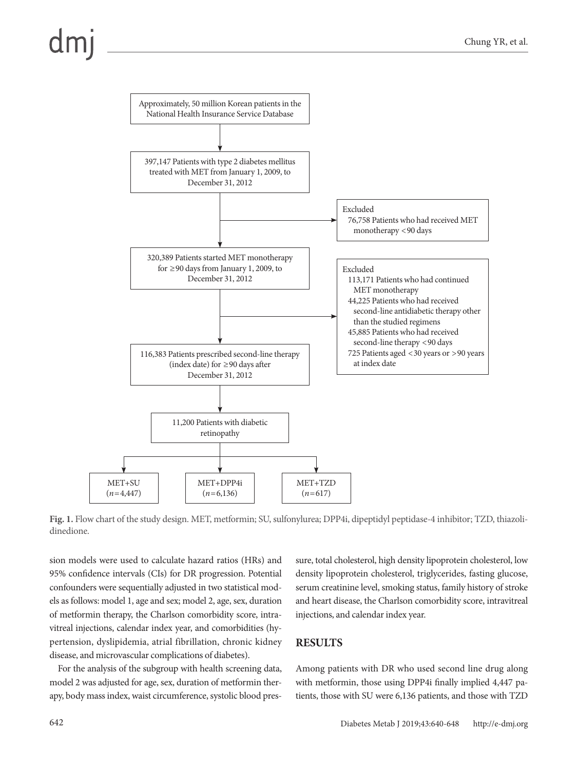Approximately, 50 million Korean patients in the National Health Insurance Service Database

397,147 Patients with type 2 diabetes mellitus treated with MET from January 1, 2009, to December 31, 2012

Excluded
- 76,758 Patients who had received MET monotherapy <90 days

320,389 Patients started MET monotherapy for ≥90 days from January 1, 2009, to December 31, 2012

Excluded
- 113,171 Patients who had continued MET monotherapy
- 44,225 Patients who had received second-line antidiabetic therapy other than the studied regimens
- 45,885 Patients who had received second-line therapy <90 days
- 725 Patients aged <30 years or >90 years at index date

116,383 Patients prescribed second-line therapy (index date) for ≥90 days after December 31, 2012

11,200 Patients with diabetic retinopathy

MET+SU ($n$=4,447) | MET+DPP4i ($n$=6,136) | MET+TZD ($n$=617)

**Fig. 1.** Flow chart of the study design. MET, metformin; SU, sulfonylurea; DPP4i, dipeptidyl peptidase-4 inhibitor; TZD, thiazolidinedione.

sion models were used to calculate hazard ratios (HRs) and 95% confidence intervals (CIs) for DR progression. Potential confounders were sequentially adjusted in two statistical models as follows: model 1, age and sex; model 2, age, sex, duration of metformin therapy, the Charlson comorbidity score, intravitreal injections, calendar index year, and comorbidities (hypertension, dyslipidemia, atrial fibrillation, chronic kidney disease, and microvascular complications of diabetes).

For the analysis of the subgroup with health screening data, model 2 was adjusted for age, sex, duration of metformin therapy, body mass index, waist circumference, systolic blood pressure, total cholesterol, high density lipoprotein cholesterol, low density lipoprotein cholesterol, triglycerides, fasting glucose, serum creatinine level, smoking status, family history of stroke and heart disease, the Charlson comorbidity score, intravitreal injections, and calendar index year.

## RESULTS

Among patients with DR who used second line drug along with metformin, those using DPP4i finally implied 4,447 patients, those with SU were 6,136 patients, and those with TZD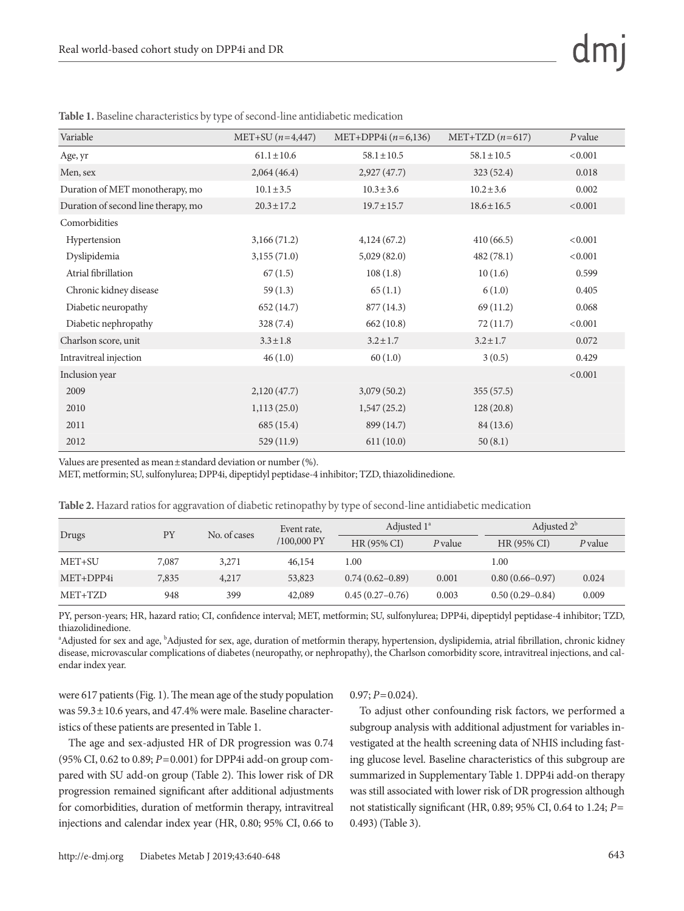**Table 1.** Baseline characteristics by type of second-line antidiabetic medication

| Variable | MET+SU (n=4,447) | MET+DPP4i (n=6,136) | MET+TZD (n=617) | P value |
|---|---|---|---|---|
| Age, yr | 61.1±10.6 | 58.1±10.5 | 58.1±10.5 | <0.001 |
| Men, sex | 2,064 (46.4) | 2,927 (47.7) | 323 (52.4) | 0.018 |
| Duration of MET monotherapy, mo | 10.1±3.5 | 10.3±3.6 | 10.2±3.6 | 0.002 |
| Duration of second line therapy, mo | 20.3±17.2 | 19.7±15.7 | 18.6±16.5 | <0.001 |
| Comorbidities | | | | |
| Hypertension | 3,166 (71.2) | 4,124 (67.2) | 410 (66.5) | <0.001 |
| Dyslipidemia | 3,155 (71.0) | 5,029 (82.0) | 482 (78.1) | <0.001 |
| Atrial fibrillation | 67 (1.5) | 108 (1.8) | 10 (1.6) | 0.599 |
| Chronic kidney disease | 59 (1.3) | 65 (1.1) | 6 (1.0) | 0.405 |
| Diabetic neuropathy | 652 (14.7) | 877 (14.3) | 69 (11.2) | 0.068 |
| Diabetic nephropathy | 328 (7.4) | 662 (10.8) | 72 (11.7) | <0.001 |
| Charlson score, unit | 3.3±1.8 | 3.2±1.7 | 3.2±1.7 | 0.072 |
| Intravitreal injection | 46 (1.0) | 60 (1.0) | 3 (0.5) | 0.429 |
| Inclusion year | | | | <0.001 |
| 2009 | 2,120 (47.7) | 3,079 (50.2) | 355 (57.5) | |
| 2010 | 1,113 (25.0) | 1,547 (25.2) | 128 (20.8) | |
| 2011 | 685 (15.4) | 899 (14.7) | 84 (13.6) | |
| 2012 | 529 (11.9) | 611 (10.0) | 50 (8.1) | |

Values are presented as mean±standard deviation or number (%).
MET, metformin; SU, sulfonylurea; DPP4i, dipeptidyl peptidase-4 inhibitor; TZD, thiazolidinedione.

**Table 2.** Hazard ratios for aggravation of diabetic retinopathy by type of second-line antidiabetic medication

| Drugs | PY | No. of cases | Event rate, /100,000 PY | Adjusted 1[a] | | Adjusted 2[b] | |
|---|---|---|---|---|---|---|---|
| | | | | HR (95% CI) | P value | HR (95% CI) | P value |
| MET+SU | 7,087 | 3,271 | 46,154 | 1.00 | | 1.00 | |
| MET+DPP4i | 7,835 | 4,217 | 53,823 | 0.74 (0.62–0.89) | 0.001 | 0.80 (0.66–0.97) | 0.024 |
| MET+TZD | 948 | 399 | 42,089 | 0.45 (0.27–0.76) | 0.003 | 0.50 (0.29–0.84) | 0.009 |

PY, person-years; HR, hazard ratio; CI, confidence interval; MET, metformin; SU, sulfonylurea; DPP4i, dipeptidyl peptidase-4 inhibitor; TZD, thiazolidinedione.
[a]Adjusted for sex and age, [b]Adjusted for sex, age, duration of metformin therapy, hypertension, dyslipidemia, atrial fibrillation, chronic kidney disease, microvascular complications of diabetes (neuropathy, or nephropathy), the Charlson comorbidity score, intravitreal injections, and calendar index year.

were 617 patients (Fig. 1). The mean age of the study population was 59.3±10.6 years, and 47.4% were male. Baseline characteristics of these patients are presented in Table 1.

The age and sex-adjusted HR of DR progression was 0.74 (95% CI, 0.62 to 0.89; $P$=0.001) for DPP4i add-on group compared with SU add-on group (Table 2). This lower risk of DR progression remained significant after additional adjustments for comorbidities, duration of metformin therapy, intravitreal injections and calendar index year (HR, 0.80; 95% CI, 0.66 to 0.97; $P$=0.024).

To adjust other confounding risk factors, we performed a subgroup analysis with additional adjustment for variables investigated at the health screening data of NHIS including fasting glucose level. Baseline characteristics of this subgroup are summarized in Supplementary Table 1. DPP4i add-on therapy was still associated with lower risk of DR progression although not statistically significant (HR, 0.89; 95% CI, 0.64 to 1.24; $P$=0.493) (Table 3).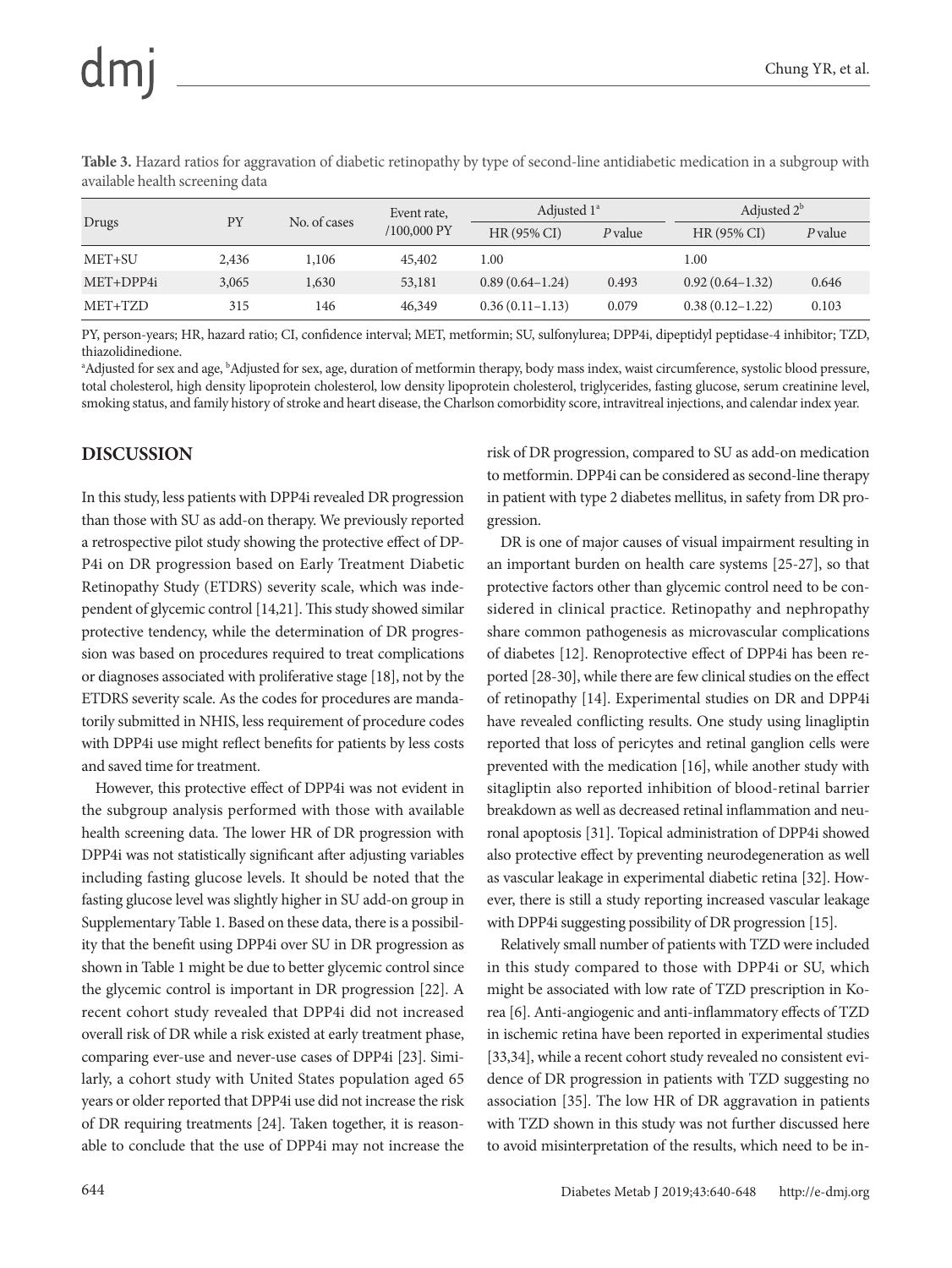**Table 3.** Hazard ratios for aggravation of diabetic retinopathy by type of second-line antidiabetic medication in a subgroup with available health screening data

| Drugs | PY | No. of cases | Event rate, /100,000 PY | Adjusted 1[a] | | Adjusted 2[b] | |
|---|---|---|---|---|---|---|---|
| | | | | HR (95% CI) | *P* value | HR (95% CI) | *P* value |
| MET+SU | 2,436 | 1,106 | 45,402 | 1.00 | | 1.00 | |
| MET+DPP4i | 3,065 | 1,630 | 53,181 | 0.89 (0.64–1.24) | 0.493 | 0.92 (0.64–1.32) | 0.646 |
| MET+TZD | 315 | 146 | 46,349 | 0.36 (0.11–1.13) | 0.079 | 0.38 (0.12–1.22) | 0.103 |

PY, person-years; HR, hazard ratio; CI, confidence interval; MET, metformin; SU, sulfonylurea; DPP4i, dipeptidyl peptidase-4 inhibitor; TZD, thiazolidinedione.

[a]Adjusted for sex and age, [b]Adjusted for sex, age, duration of metformin therapy, body mass index, waist circumference, systolic blood pressure, total cholesterol, high density lipoprotein cholesterol, low density lipoprotein cholesterol, triglycerides, fasting glucose, serum creatinine level, smoking status, and family history of stroke and heart disease, the Charlson comorbidity score, intravitreal injections, and calendar index year.

## DISCUSSION

In this study, less patients with DPP4i revealed DR progression than those with SU as add-on therapy. We previously reported a retrospective pilot study showing the protective effect of DPP4i on DR progression based on Early Treatment Diabetic Retinopathy Study (ETDRS) severity scale, which was independent of glycemic control [14,21]. This study showed similar protective tendency, while the determination of DR progression was based on procedures required to treat complications or diagnoses associated with proliferative stage [18], not by the ETDRS severity scale. As the codes for procedures are mandatorily submitted in NHIS, less requirement of procedure codes with DPP4i use might reflect benefits for patients by less costs and saved time for treatment.

However, this protective effect of DPP4i was not evident in the subgroup analysis performed with those with available health screening data. The lower HR of DR progression with DPP4i was not statistically significant after adjusting variables including fasting glucose levels. It should be noted that the fasting glucose level was slightly higher in SU add-on group in Supplementary Table 1. Based on these data, there is a possibility that the benefit using DPP4i over SU in DR progression as shown in Table 1 might be due to better glycemic control since the glycemic control is important in DR progression [22]. A recent cohort study revealed that DPP4i did not increased overall risk of DR while a risk existed at early treatment phase, comparing ever-use and never-use cases of DPP4i [23]. Similarly, a cohort study with United States population aged 65 years or older reported that DPP4i use did not increase the risk of DR requiring treatments [24]. Taken together, it is reasonable to conclude that the use of DPP4i may not increase the risk of DR progression, compared to SU as add-on medication to metformin. DPP4i can be considered as second-line therapy in patient with type 2 diabetes mellitus, in safety from DR progression.

DR is one of major causes of visual impairment resulting in an important burden on health care systems [25-27], so that protective factors other than glycemic control need to be considered in clinical practice. Retinopathy and nephropathy share common pathogenesis as microvascular complications of diabetes [12]. Renoprotective effect of DPP4i has been reported [28-30], while there are few clinical studies on the effect of retinopathy [14]. Experimental studies on DR and DPP4i have revealed conflicting results. One study using linagliptin reported that loss of pericytes and retinal ganglion cells were prevented with the medication [16], while another study with sitagliptin also reported inhibition of blood-retinal barrier breakdown as well as decreased retinal inflammation and neuronal apoptosis [31]. Topical administration of DPP4i showed also protective effect by preventing neurodegeneration as well as vascular leakage in experimental diabetic retina [32]. However, there is still a study reporting increased vascular leakage with DPP4i suggesting possibility of DR progression [15].

Relatively small number of patients with TZD were included in this study compared to those with DPP4i or SU, which might be associated with low rate of TZD prescription in Korea [6]. Anti-angiogenic and anti-inflammatory effects of TZD in ischemic retina have been reported in experimental studies [33,34], while a recent cohort study revealed no consistent evidence of DR progression in patients with TZD suggesting no association [35]. The low HR of DR aggravation in patients with TZD shown in this study was not further discussed here to avoid misinterpretation of the results, which need to be in-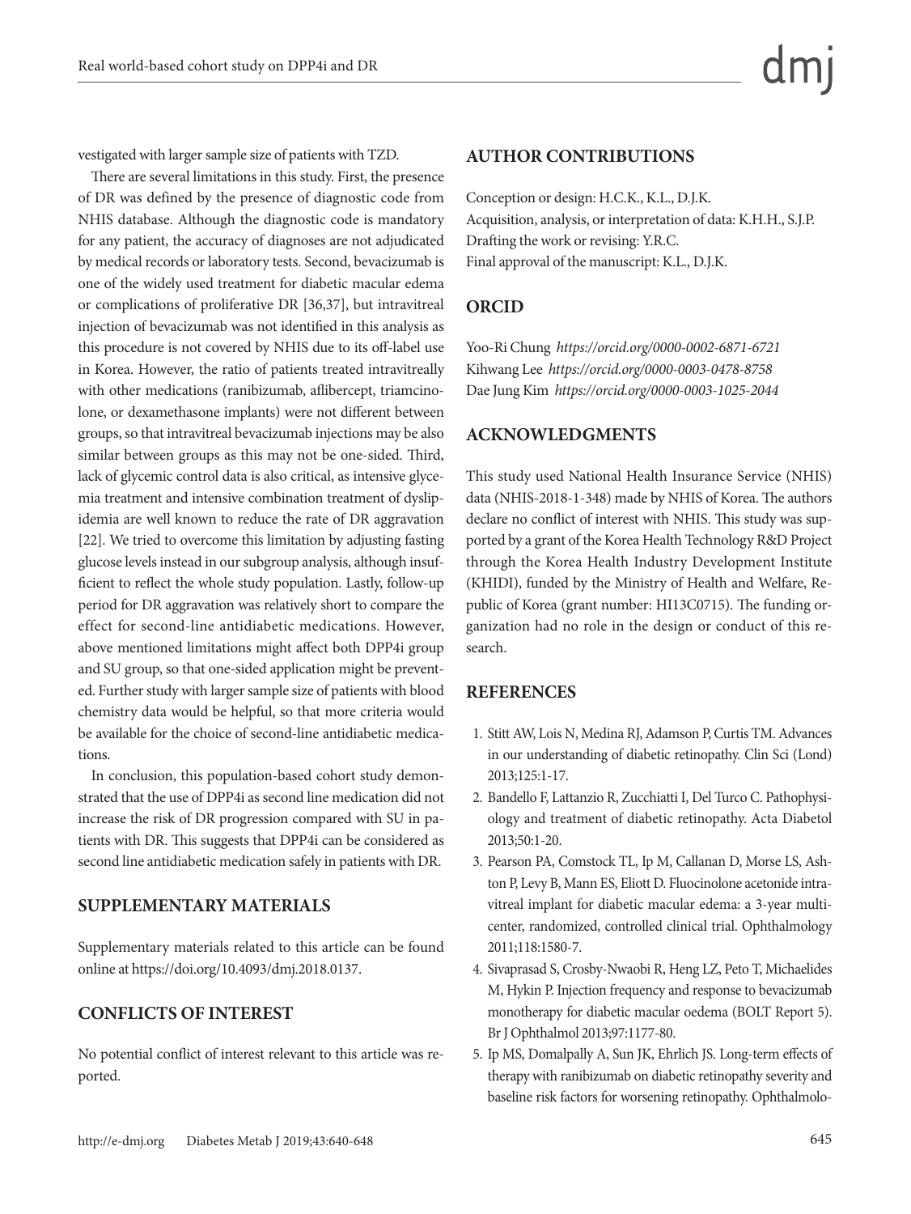vestigated with larger sample size of patients with TZD.

There are several limitations in this study. First, the presence of DR was defined by the presence of diagnostic code from NHIS database. Although the diagnostic code is mandatory for any patient, the accuracy of diagnoses are not adjudicated by medical records or laboratory tests. Second, bevacizumab is one of the widely used treatment for diabetic macular edema or complications of proliferative DR [36,37], but intravitreal injection of bevacizumab was not identified in this analysis as this procedure is not covered by NHIS due to its off-label use in Korea. However, the ratio of patients treated intravitreally with other medications (ranibizumab, aflibercept, triamcinolone, or dexamethasone implants) were not different between groups, so that intravitreal bevacizumab injections may be also similar between groups as this may not be one-sided. Third, lack of glycemic control data is also critical, as intensive glycemia treatment and intensive combination treatment of dyslipidemia are well known to reduce the rate of DR aggravation [22]. We tried to overcome this limitation by adjusting fasting glucose levels instead in our subgroup analysis, although insufficient to reflect the whole study population. Lastly, follow-up period for DR aggravation was relatively short to compare the effect for second-line antidiabetic medications. However, above mentioned limitations might affect both DPP4i group and SU group, so that one-sided application might be prevented. Further study with larger sample size of patients with blood chemistry data would be helpful, so that more criteria would be available for the choice of second-line antidiabetic medications.

In conclusion, this population-based cohort study demonstrated that the use of DPP4i as second line medication did not increase the risk of DR progression compared with SU in patients with DR. This suggests that DPP4i can be considered as second line antidiabetic medication safely in patients with DR.

## SUPPLEMENTARY MATERIALS

Supplementary materials related to this article can be found online at https://doi.org/10.4093/dmj.2018.0137.

## CONFLICTS OF INTEREST

No potential conflict of interest relevant to this article was reported.

## AUTHOR CONTRIBUTIONS

Conception or design: H.C.K., K.L., D.J.K.
Acquisition, analysis, or interpretation of data: K.H.H., S.J.P.
Drafting the work or revising: Y.R.C.
Final approval of the manuscript: K.L., D.J.K.

## ORCID

Yoo-Ri Chung *https://orcid.org/0000-0002-6871-6721*
Kihwang Lee *https://orcid.org/0000-0003-0478-8758*
Dae Jung Kim *https://orcid.org/0000-0003-1025-2044*

## ACKNOWLEDGMENTS

This study used National Health Insurance Service (NHIS) data (NHIS-2018-1-348) made by NHIS of Korea. The authors declare no conflict of interest with NHIS. This study was supported by a grant of the Korea Health Technology R&D Project through the Korea Health Industry Development Institute (KHIDI), funded by the Ministry of Health and Welfare, Republic of Korea (grant number: HI13C0715). The funding organization had no role in the design or conduct of this research.

## REFERENCES

1. Stitt AW, Lois N, Medina RJ, Adamson P, Curtis TM. Advances in our understanding of diabetic retinopathy. Clin Sci (Lond) 2013;125:1-17.
2. Bandello F, Lattanzio R, Zucchiatti I, Del Turco C. Pathophysiology and treatment of diabetic retinopathy. Acta Diabetol 2013;50:1-20.
3. Pearson PA, Comstock TL, Ip M, Callanan D, Morse LS, Ashton P, Levy B, Mann ES, Eliott D. Fluocinolone acetonide intravitreal implant for diabetic macular edema: a 3-year multicenter, randomized, controlled clinical trial. Ophthalmology 2011;118:1580-7.
4. Sivaprasad S, Crosby-Nwaobi R, Heng LZ, Peto T, Michaelides M, Hykin P. Injection frequency and response to bevacizumab monotherapy for diabetic macular oedema (BOLT Report 5). Br J Ophthalmol 2013;97:1177-80.
5. Ip MS, Domalpally A, Sun JK, Ehrlich JS. Long-term effects of therapy with ranibizumab on diabetic retinopathy severity and baseline risk factors for worsening retinopathy. Ophthalmolo-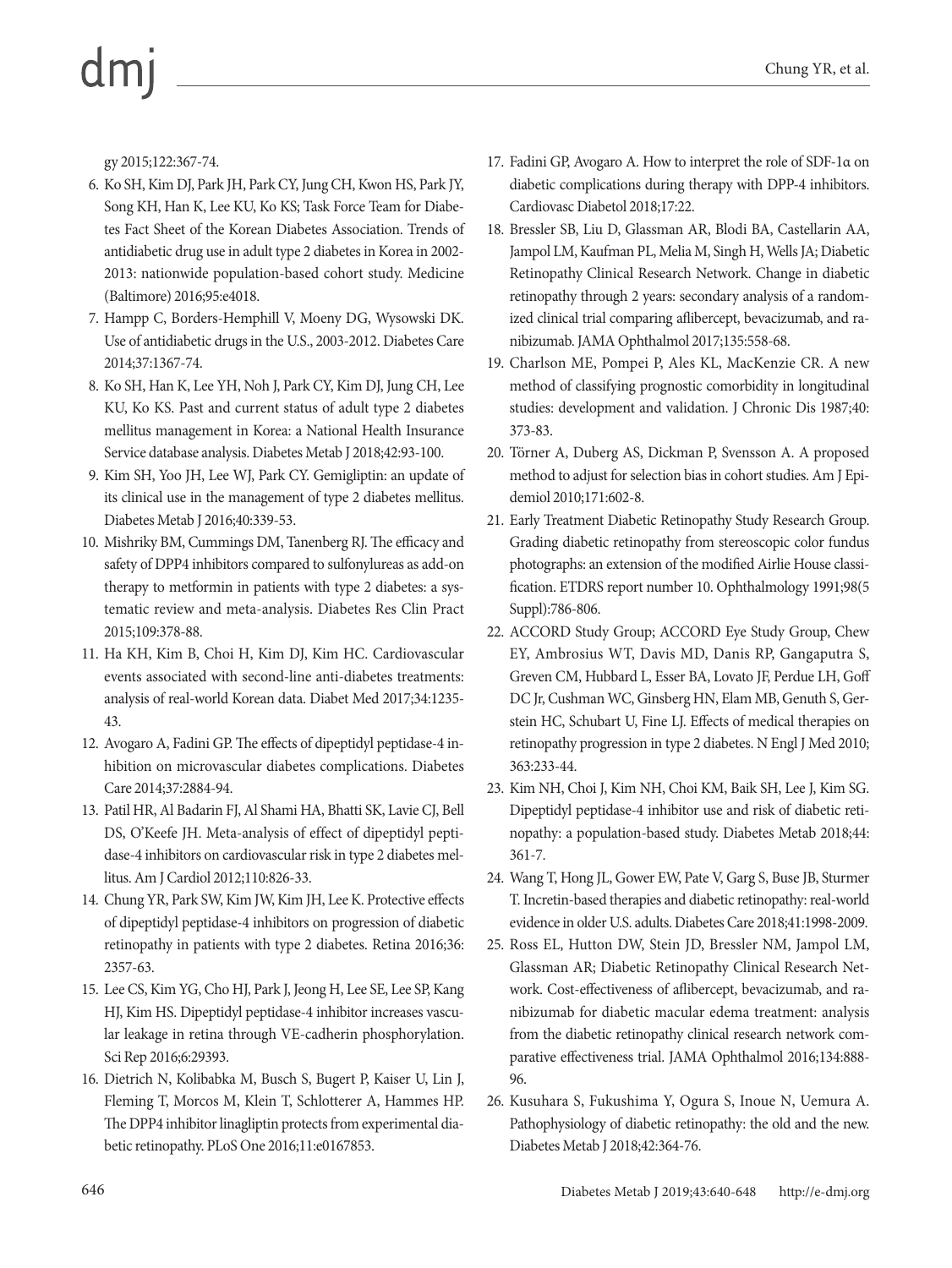gy 2015;122:367-74.

6. Ko SH, Kim DJ, Park JH, Park CY, Jung CH, Kwon HS, Park JY, Song KH, Han K, Lee KU, Ko KS; Task Force Team for Diabetes Fact Sheet of the Korean Diabetes Association. Trends of antidiabetic drug use in adult type 2 diabetes in Korea in 2002-2013: nationwide population-based cohort study. Medicine (Baltimore) 2016;95:e4018.
7. Hampp C, Borders-Hemphill V, Moeny DG, Wysowski DK. Use of antidiabetic drugs in the U.S., 2003-2012. Diabetes Care 2014;37:1367-74.
8. Ko SH, Han K, Lee YH, Noh J, Park CY, Kim DJ, Jung CH, Lee KU, Ko KS. Past and current status of adult type 2 diabetes mellitus management in Korea: a National Health Insurance Service database analysis. Diabetes Metab J 2018;42:93-100.
9. Kim SH, Yoo JH, Lee WJ, Park CY. Gemigliptin: an update of its clinical use in the management of type 2 diabetes mellitus. Diabetes Metab J 2016;40:339-53.
10. Mishriky BM, Cummings DM, Tanenberg RJ. The efficacy and safety of DPP4 inhibitors compared to sulfonylureas as add-on therapy to metformin in patients with type 2 diabetes: a systematic review and meta-analysis. Diabetes Res Clin Pract 2015;109:378-88.
11. Ha KH, Kim B, Choi H, Kim DJ, Kim HC. Cardiovascular events associated with second-line anti-diabetes treatments: analysis of real-world Korean data. Diabet Med 2017;34:1235-43.
12. Avogaro A, Fadini GP. The effects of dipeptidyl peptidase-4 inhibition on microvascular diabetes complications. Diabetes Care 2014;37:2884-94.
13. Patil HR, Al Badarin FJ, Al Shami HA, Bhatti SK, Lavie CJ, Bell DS, O'Keefe JH. Meta-analysis of effect of dipeptidyl peptidase-4 inhibitors on cardiovascular risk in type 2 diabetes mellitus. Am J Cardiol 2012;110:826-33.
14. Chung YR, Park SW, Kim JW, Kim JH, Lee K. Protective effects of dipeptidyl peptidase-4 inhibitors on progression of diabetic retinopathy in patients with type 2 diabetes. Retina 2016;36:2357-63.
15. Lee CS, Kim YG, Cho HJ, Park J, Jeong H, Lee SE, Lee SP, Kang HJ, Kim HS. Dipeptidyl peptidase-4 inhibitor increases vascular leakage in retina through VE-cadherin phosphorylation. Sci Rep 2016;6:29393.
16. Dietrich N, Kolibabka M, Busch S, Bugert P, Kaiser U, Lin J, Fleming T, Morcos M, Klein T, Schlotterer A, Hammes HP. The DPP4 inhibitor linagliptin protects from experimental diabetic retinopathy. PLoS One 2016;11:e0167853.
17. Fadini GP, Avogaro A. How to interpret the role of SDF-1α on diabetic complications during therapy with DPP-4 inhibitors. Cardiovasc Diabetol 2018;17:22.
18. Bressler SB, Liu D, Glassman AR, Blodi BA, Castellarin AA, Jampol LM, Kaufman PL, Melia M, Singh H, Wells JA; Diabetic Retinopathy Clinical Research Network. Change in diabetic retinopathy through 2 years: secondary analysis of a randomized clinical trial comparing aflibercept, bevacizumab, and ranibizumab. JAMA Ophthalmol 2017;135:558-68.
19. Charlson ME, Pompei P, Ales KL, MacKenzie CR. A new method of classifying prognostic comorbidity in longitudinal studies: development and validation. J Chronic Dis 1987;40:373-83.
20. Törner A, Duberg AS, Dickman P, Svensson A. A proposed method to adjust for selection bias in cohort studies. Am J Epidemiol 2010;171:602-8.
21. Early Treatment Diabetic Retinopathy Study Research Group. Grading diabetic retinopathy from stereoscopic color fundus photographs: an extension of the modified Airlie House classification. ETDRS report number 10. Ophthalmology 1991;98(5 Suppl):786-806.
22. ACCORD Study Group; ACCORD Eye Study Group, Chew EY, Ambrosius WT, Davis MD, Danis RP, Gangaputra S, Greven CM, Hubbard L, Esser BA, Lovato JF, Perdue LH, Goff DC Jr, Cushman WC, Ginsberg HN, Elam MB, Genuth S, Gerstein HC, Schubart U, Fine LJ. Effects of medical therapies on retinopathy progression in type 2 diabetes. N Engl J Med 2010;363:233-44.
23. Kim NH, Choi J, Kim NH, Choi KM, Baik SH, Lee J, Kim SG. Dipeptidyl peptidase-4 inhibitor use and risk of diabetic retinopathy: a population-based study. Diabetes Metab 2018;44:361-7.
24. Wang T, Hong JL, Gower EW, Pate V, Garg S, Buse JB, Sturmer T. Incretin-based therapies and diabetic retinopathy: real-world evidence in older U.S. adults. Diabetes Care 2018;41:1998-2009.
25. Ross EL, Hutton DW, Stein JD, Bressler NM, Jampol LM, Glassman AR; Diabetic Retinopathy Clinical Research Network. Cost-effectiveness of aflibercept, bevacizumab, and ranibizumab for diabetic macular edema treatment: analysis from the diabetic retinopathy clinical research network comparative effectiveness trial. JAMA Ophthalmol 2016;134:888-96.
26. Kusuhara S, Fukushima Y, Ogura S, Inoue N, Uemura A. Pathophysiology of diabetic retinopathy: the old and the new. Diabetes Metab J 2018;42:364-76.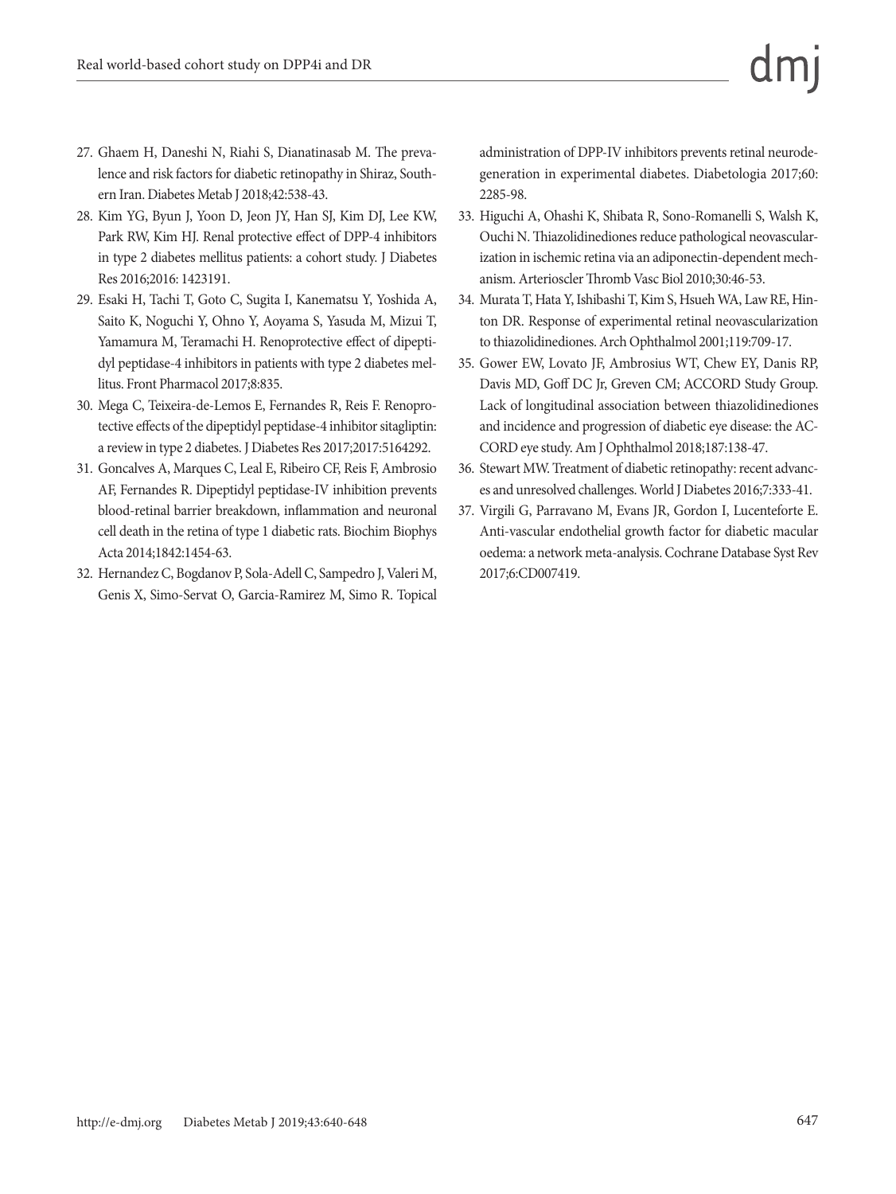27. Ghaem H, Daneshi N, Riahi S, Dianatinasab M. The prevalence and risk factors for diabetic retinopathy in Shiraz, Southern Iran. Diabetes Metab J 2018;42:538-43.
28. Kim YG, Byun J, Yoon D, Jeon JY, Han SJ, Kim DJ, Lee KW, Park RW, Kim HJ. Renal protective effect of DPP-4 inhibitors in type 2 diabetes mellitus patients: a cohort study. J Diabetes Res 2016;2016: 1423191.
29. Esaki H, Tachi T, Goto C, Sugita I, Kanematsu Y, Yoshida A, Saito K, Noguchi Y, Ohno Y, Aoyama S, Yasuda M, Mizui T, Yamamura M, Teramachi H. Renoprotective effect of dipeptidyl peptidase-4 inhibitors in patients with type 2 diabetes mellitus. Front Pharmacol 2017;8:835.
30. Mega C, Teixeira-de-Lemos E, Fernandes R, Reis F. Renoprotective effects of the dipeptidyl peptidase-4 inhibitor sitagliptin: a review in type 2 diabetes. J Diabetes Res 2017;2017:5164292.
31. Goncalves A, Marques C, Leal E, Ribeiro CF, Reis F, Ambrosio AF, Fernandes R. Dipeptidyl peptidase-IV inhibition prevents blood-retinal barrier breakdown, inflammation and neuronal cell death in the retina of type 1 diabetic rats. Biochim Biophys Acta 2014;1842:1454-63.
32. Hernandez C, Bogdanov P, Sola-Adell C, Sampedro J, Valeri M, Genis X, Simo-Servat O, Garcia-Ramirez M, Simo R. Topical administration of DPP-IV inhibitors prevents retinal neurodegeneration in experimental diabetes. Diabetologia 2017;60: 2285-98.
33. Higuchi A, Ohashi K, Shibata R, Sono-Romanelli S, Walsh K, Ouchi N. Thiazolidinediones reduce pathological neovascularization in ischemic retina via an adiponectin-dependent mechanism. Arterioscler Thromb Vasc Biol 2010;30:46-53.
34. Murata T, Hata Y, Ishibashi T, Kim S, Hsueh WA, Law RE, Hinton DR. Response of experimental retinal neovascularization to thiazolidinediones. Arch Ophthalmol 2001;119:709-17.
35. Gower EW, Lovato JF, Ambrosius WT, Chew EY, Danis RP, Davis MD, Goff DC Jr, Greven CM; ACCORD Study Group. Lack of longitudinal association between thiazolidinediones and incidence and progression of diabetic eye disease: the ACCORD eye study. Am J Ophthalmol 2018;187:138-47.
36. Stewart MW. Treatment of diabetic retinopathy: recent advances and unresolved challenges. World J Diabetes 2016;7:333-41.
37. Virgili G, Parravano M, Evans JR, Gordon I, Lucenteforte E. Anti-vascular endothelial growth factor for diabetic macular oedema: a network meta-analysis. Cochrane Database Syst Rev 2017;6:CD007419.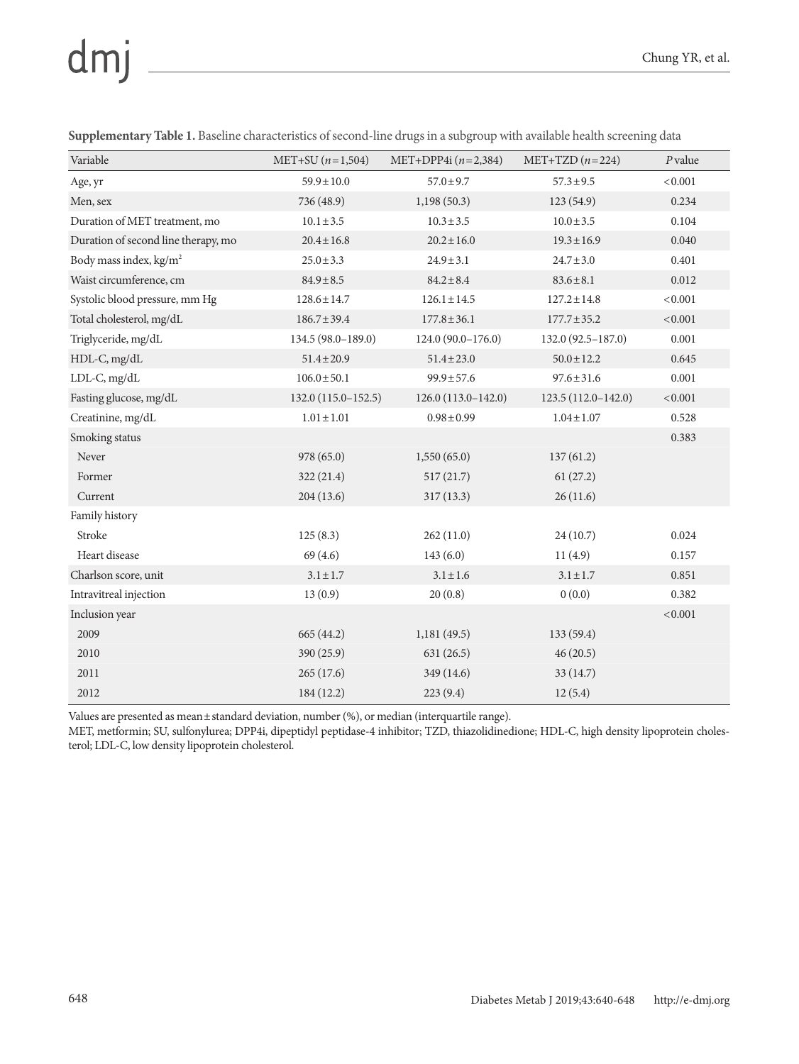**Supplementary Table 1.** Baseline characteristics of second-line drugs in a subgroup with available health screening data

| Variable | MET+SU (*n*=1,504) | MET+DPP4i (*n*=2,384) | MET+TZD (*n*=224) | *P* value |
|---|---|---|---|---|
| Age, yr | 59.9±10.0 | 57.0±9.7 | 57.3±9.5 | <0.001 |
| Men, sex | 736 (48.9) | 1,198 (50.3) | 123 (54.9) | 0.234 |
| Duration of MET treatment, mo | 10.1±3.5 | 10.3±3.5 | 10.0±3.5 | 0.104 |
| Duration of second line therapy, mo | 20.4±16.8 | 20.2±16.0 | 19.3±16.9 | 0.040 |
| Body mass index, kg/m$^2$ | 25.0±3.3 | 24.9±3.1 | 24.7±3.0 | 0.401 |
| Waist circumference, cm | 84.9±8.5 | 84.2±8.4 | 83.6±8.1 | 0.012 |
| Systolic blood pressure, mm Hg | 128.6±14.7 | 126.1±14.5 | 127.2±14.8 | <0.001 |
| Total cholesterol, mg/dL | 186.7±39.4 | 177.8±36.1 | 177.7±35.2 | <0.001 |
| Triglyceride, mg/dL | 134.5 (98.0–189.0) | 124.0 (90.0–176.0) | 132.0 (92.5–187.0) | 0.001 |
| HDL-C, mg/dL | 51.4±20.9 | 51.4±23.0 | 50.0±12.2 | 0.645 |
| LDL-C, mg/dL | 106.0±50.1 | 99.9±57.6 | 97.6±31.6 | 0.001 |
| Fasting glucose, mg/dL | 132.0 (115.0–152.5) | 126.0 (113.0–142.0) | 123.5 (112.0–142.0) | <0.001 |
| Creatinine, mg/dL | 1.01±1.01 | 0.98±0.99 | 1.04±1.07 | 0.528 |
| Smoking status | | | | 0.383 |
| Never | 978 (65.0) | 1,550 (65.0) | 137 (61.2) | |
| Former | 322 (21.4) | 517 (21.7) | 61 (27.2) | |
| Current | 204 (13.6) | 317 (13.3) | 26 (11.6) | |
| Family history | | | | |
| Stroke | 125 (8.3) | 262 (11.0) | 24 (10.7) | 0.024 |
| Heart disease | 69 (4.6) | 143 (6.0) | 11 (4.9) | 0.157 |
| Charlson score, unit | 3.1±1.7 | 3.1±1.6 | 3.1±1.7 | 0.851 |
| Intravitreal injection | 13 (0.9) | 20 (0.8) | 0 (0.0) | 0.382 |
| Inclusion year | | | | <0.001 |
| 2009 | 665 (44.2) | 1,181 (49.5) | 133 (59.4) | |
| 2010 | 390 (25.9) | 631 (26.5) | 46 (20.5) | |
| 2011 | 265 (17.6) | 349 (14.6) | 33 (14.7) | |
| 2012 | 184 (12.2) | 223 (9.4) | 12 (5.4) | |

Values are presented as mean±standard deviation, number (%), or median (interquartile range).

MET, metformin; SU, sulfonylurea; DPP4i, dipeptidyl peptidase-4 inhibitor; TZD, thiazolidinedione; HDL-C, high density lipoprotein cholesterol; LDL-C, low density lipoprotein cholesterol.